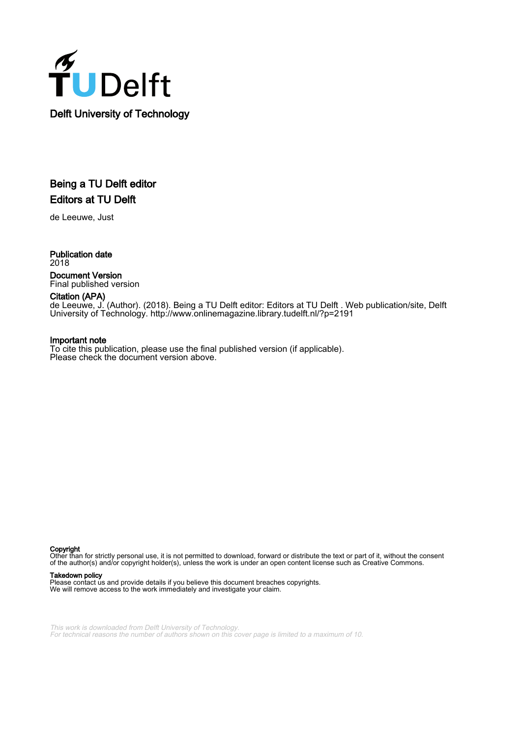Delft University of Technology

# Being a TU Delft editor

## Editors at TU Delft

de Leeuwe, Just

**Publication date**
2018

**Document Version**
Final published version

**Citation (APA)**
de Leeuwe, J. (Author). (2018). Being a TU Delft editor: Editors at TU Delft . Web publication/site, Delft University of Technology. http://www.onlinemagazine.library.tudelft.nl/?p=2191

**Important note**
To cite this publication, please use the final published version (if applicable).
Please check the document version above.

**Copyright**
Other than for strictly personal use, it is not permitted to download, forward or distribute the text or part of it, without the consent of the author(s) and/or copyright holder(s), unless the work is under an open content license such as Creative Commons.

**Takedown policy**
Please contact us and provide details if you believe this document breaches copyrights.
We will remove access to the work immediately and investigate your claim.

*This work is downloaded from Delft University of Technology.*
*For technical reasons the number of authors shown on this cover page is limited to a maximum of 10.*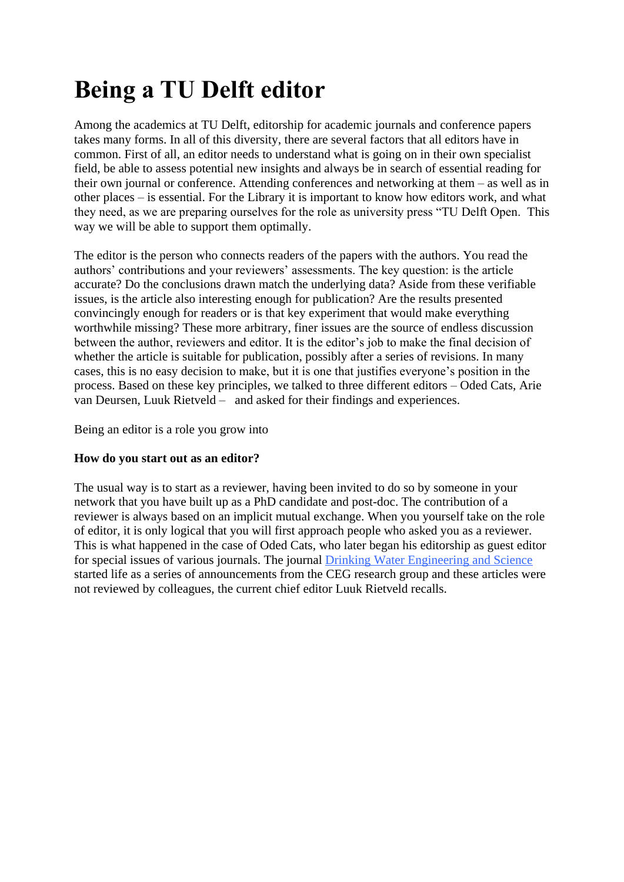# Being a TU Delft editor

Among the academics at TU Delft, editorship for academic journals and conference papers takes many forms. In all of this diversity, there are several factors that all editors have in common. First of all, an editor needs to understand what is going on in their own specialist field, be able to assess potential new insights and always be in search of essential reading for their own journal or conference. Attending conferences and networking at them – as well as in other places – is essential. For the Library it is important to know how editors work, and what they need, as we are preparing ourselves for the role as university press "TU Delft Open. This way we will be able to support them optimally.

The editor is the person who connects readers of the papers with the authors. You read the authors' contributions and your reviewers' assessments. The key question: is the article accurate? Do the conclusions drawn match the underlying data? Aside from these verifiable issues, is the article also interesting enough for publication? Are the results presented convincingly enough for readers or is that key experiment that would make everything worthwhile missing? These more arbitrary, finer issues are the source of endless discussion between the author, reviewers and editor. It is the editor's job to make the final decision of whether the article is suitable for publication, possibly after a series of revisions. In many cases, this is no easy decision to make, but it is one that justifies everyone's position in the process. Based on these key principles, we talked to three different editors – Oded Cats, Arie van Deursen, Luuk Rietveld – and asked for their findings and experiences.

Being an editor is a role you grow into

**How do you start out as an editor?**

The usual way is to start as a reviewer, having been invited to do so by someone in your network that you have built up as a PhD candidate and post-doc. The contribution of a reviewer is always based on an implicit mutual exchange. When you yourself take on the role of editor, it is only logical that you will first approach people who asked you as a reviewer. This is what happened in the case of Oded Cats, who later began his editorship as guest editor for special issues of various journals. The journal Drinking Water Engineering and Science started life as a series of announcements from the CEG research group and these articles were not reviewed by colleagues, the current chief editor Luuk Rietveld recalls.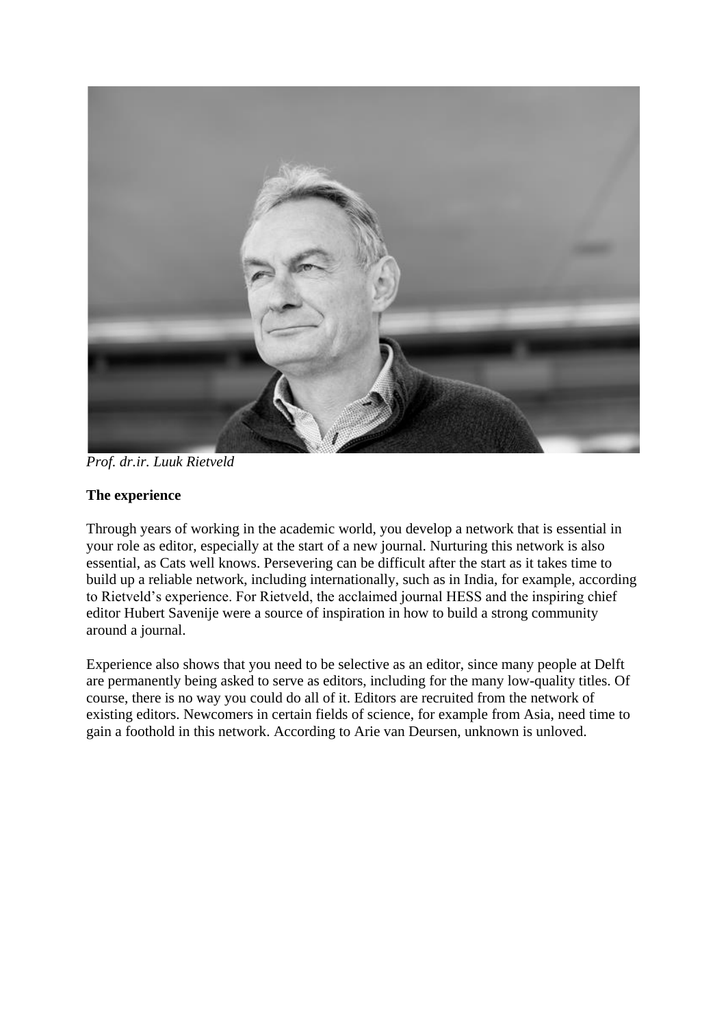*Prof. dr.ir. Luuk Rietveld*

**The experience**

Through years of working in the academic world, you develop a network that is essential in your role as editor, especially at the start of a new journal. Nurturing this network is also essential, as Cats well knows. Persevering can be difficult after the start as it takes time to build up a reliable network, including internationally, such as in India, for example, according to Rietveld's experience. For Rietveld, the acclaimed journal HESS and the inspiring chief editor Hubert Savenije were a source of inspiration in how to build a strong community around a journal.

Experience also shows that you need to be selective as an editor, since many people at Delft are permanently being asked to serve as editors, including for the many low-quality titles. Of course, there is no way you could do all of it. Editors are recruited from the network of existing editors. Newcomers in certain fields of science, for example from Asia, need time to gain a foothold in this network. According to Arie van Deursen, unknown is unloved.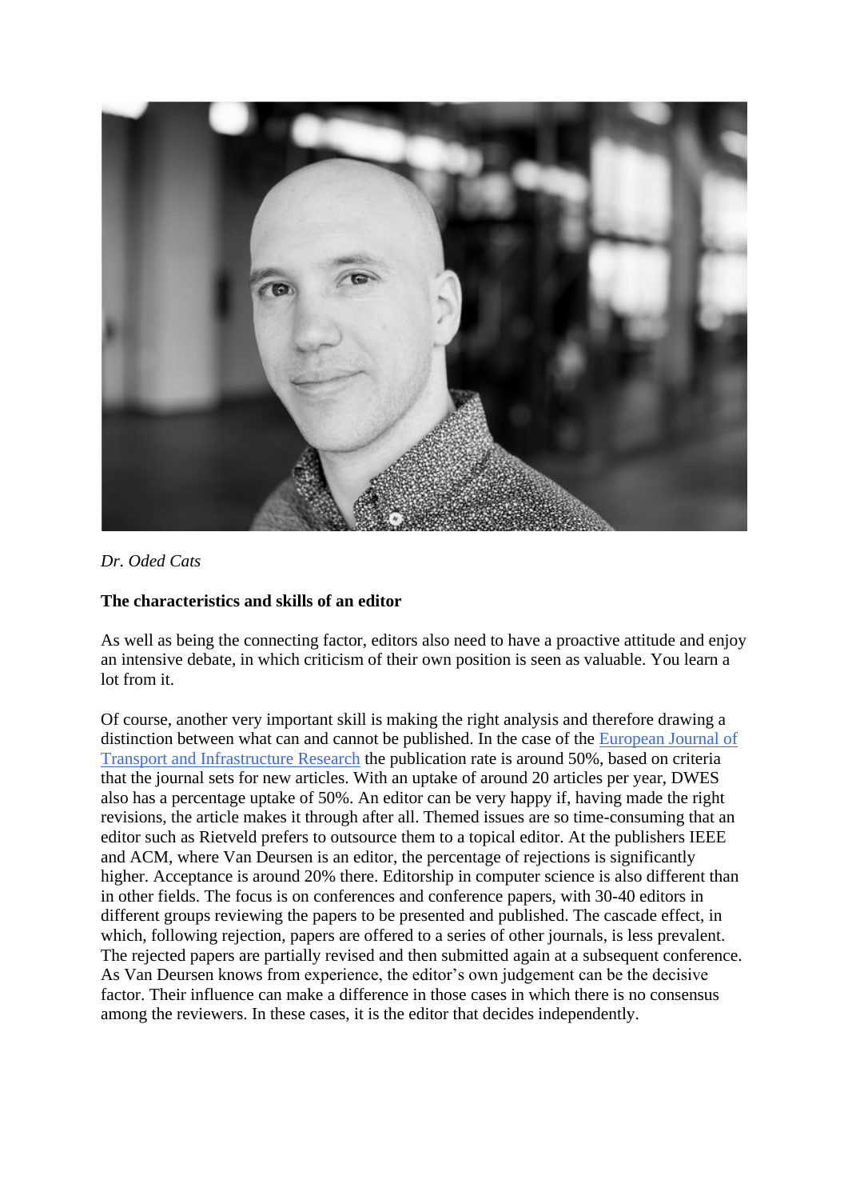*Dr. Oded Cats*

**The characteristics and skills of an editor**

As well as being the connecting factor, editors also need to have a proactive attitude and enjoy an intensive debate, in which criticism of their own position is seen as valuable. You learn a lot from it.

Of course, another very important skill is making the right analysis and therefore drawing a distinction between what can and cannot be published. In the case of the European Journal of Transport and Infrastructure Research the publication rate is around 50%, based on criteria that the journal sets for new articles. With an uptake of around 20 articles per year, DWES also has a percentage uptake of 50%. An editor can be very happy if, having made the right revisions, the article makes it through after all. Themed issues are so time-consuming that an editor such as Rietveld prefers to outsource them to a topical editor. At the publishers IEEE and ACM, where Van Deursen is an editor, the percentage of rejections is significantly higher. Acceptance is around 20% there. Editorship in computer science is also different than in other fields. The focus is on conferences and conference papers, with 30-40 editors in different groups reviewing the papers to be presented and published. The cascade effect, in which, following rejection, papers are offered to a series of other journals, is less prevalent. The rejected papers are partially revised and then submitted again at a subsequent conference. As Van Deursen knows from experience, the editor's own judgement can be the decisive factor. Their influence can make a difference in those cases in which there is no consensus among the reviewers. In these cases, it is the editor that decides independently.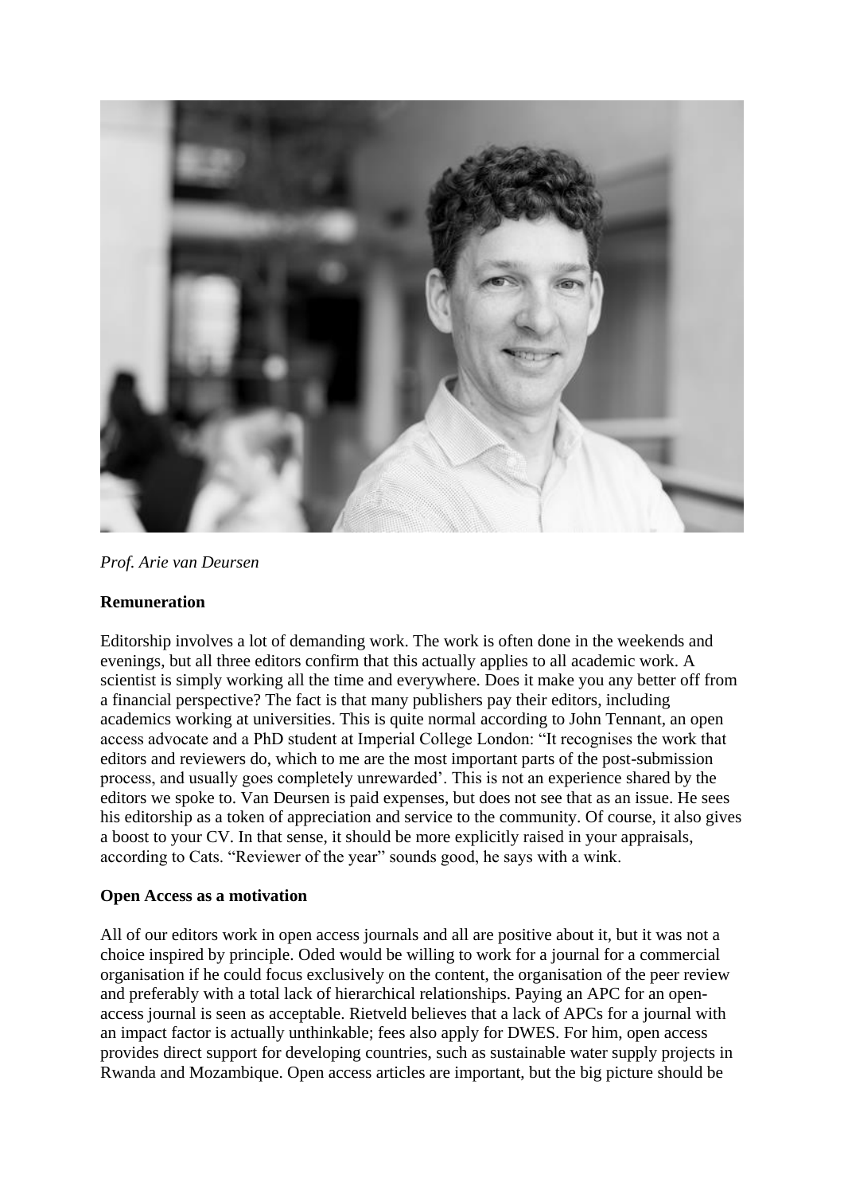*Prof. Arie van Deursen*

**Remuneration**

Editorship involves a lot of demanding work. The work is often done in the weekends and evenings, but all three editors confirm that this actually applies to all academic work. A scientist is simply working all the time and everywhere. Does it make you any better off from a financial perspective? The fact is that many publishers pay their editors, including academics working at universities. This is quite normal according to John Tennant, an open access advocate and a PhD student at Imperial College London: "It recognises the work that editors and reviewers do, which to me are the most important parts of the post-submission process, and usually goes completely unrewarded'. This is not an experience shared by the editors we spoke to. Van Deursen is paid expenses, but does not see that as an issue. He sees his editorship as a token of appreciation and service to the community. Of course, it also gives a boost to your CV. In that sense, it should be more explicitly raised in your appraisals, according to Cats. "Reviewer of the year" sounds good, he says with a wink.

**Open Access as a motivation**

All of our editors work in open access journals and all are positive about it, but it was not a choice inspired by principle. Oded would be willing to work for a journal for a commercial organisation if he could focus exclusively on the content, the organisation of the peer review and preferably with a total lack of hierarchical relationships. Paying an APC for an open-access journal is seen as acceptable. Rietveld believes that a lack of APCs for a journal with an impact factor is actually unthinkable; fees also apply for DWES. For him, open access provides direct support for developing countries, such as sustainable water supply projects in Rwanda and Mozambique. Open access articles are important, but the big picture should be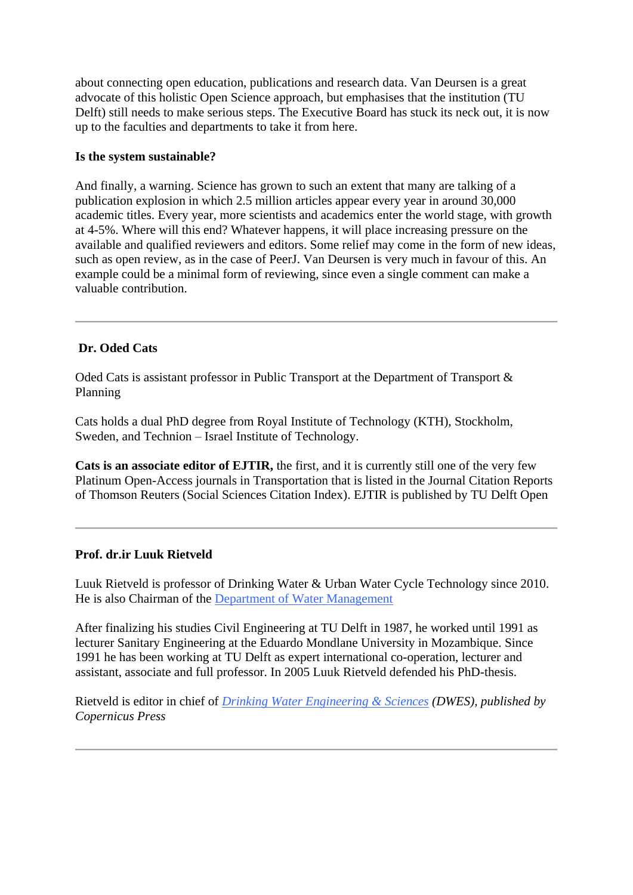about connecting open education, publications and research data. Van Deursen is a great advocate of this holistic Open Science approach, but emphasises that the institution (TU Delft) still needs to make serious steps. The Executive Board has stuck its neck out, it is now up to the faculties and departments to take it from here.

**Is the system sustainable?**

And finally, a warning. Science has grown to such an extent that many are talking of a publication explosion in which 2.5 million articles appear every year in around 30,000 academic titles. Every year, more scientists and academics enter the world stage, with growth at 4-5%. Where will this end? Whatever happens, it will place increasing pressure on the available and qualified reviewers and editors. Some relief may come in the form of new ideas, such as open review, as in the case of PeerJ. Van Deursen is very much in favour of this. An example could be a minimal form of reviewing, since even a single comment can make a valuable contribution.

---

**Dr. Oded Cats**

Oded Cats is assistant professor in Public Transport at the Department of Transport & Planning

Cats holds a dual PhD degree from Royal Institute of Technology (KTH), Stockholm, Sweden, and Technion – Israel Institute of Technology.

**Cats is an associate editor of EJTIR,** the first, and it is currently still one of the very few Platinum Open-Access journals in Transportation that is listed in the Journal Citation Reports of Thomson Reuters (Social Sciences Citation Index). EJTIR is published by TU Delft Open

---

**Prof. dr.ir Luuk Rietveld**

Luuk Rietveld is professor of Drinking Water & Urban Water Cycle Technology since 2010. He is also Chairman of the Department of Water Management

After finalizing his studies Civil Engineering at TU Delft in 1987, he worked until 1991 as lecturer Sanitary Engineering at the Eduardo Mondlane University in Mozambique. Since 1991 he has been working at TU Delft as expert international co-operation, lecturer and assistant, associate and full professor. In 2005 Luuk Rietveld defended his PhD-thesis.

Rietveld is editor in chief of *Drinking Water Engineering & Sciences (DWES), published by Copernicus Press*

---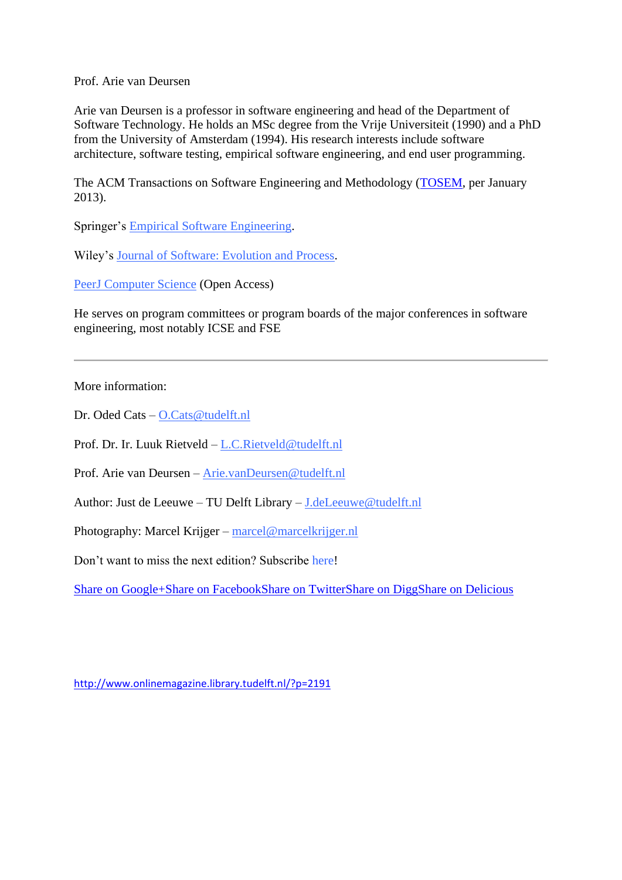Prof. Arie van Deursen

Arie van Deursen is a professor in software engineering and head of the Department of Software Technology. He holds an MSc degree from the Vrije Universiteit (1990) and a PhD from the University of Amsterdam (1994). His research interests include software architecture, software testing, empirical software engineering, and end user programming.

The ACM Transactions on Software Engineering and Methodology (TOSEM, per January 2013).

Springer's Empirical Software Engineering.

Wiley's Journal of Software: Evolution and Process.

PeerJ Computer Science (Open Access)

He serves on program committees or program boards of the major conferences in software engineering, most notably ICSE and FSE

---

More information:

Dr. Oded Cats – O.Cats@tudelft.nl

Prof. Dr. Ir. Luuk Rietveld – L.C.Rietveld@tudelft.nl

Prof. Arie van Deursen – Arie.vanDeursen@tudelft.nl

Author: Just de Leeuwe – TU Delft Library – J.deLeeuwe@tudelft.nl

Photography: Marcel Krijger – marcel@marcelkrijger.nl

Don't want to miss the next edition? Subscribe here!

Share on Google+Share on FacebookShare on TwitterShare on DiggShare on Delicious

http://www.onlinemagazine.library.tudelft.nl/?p=2191